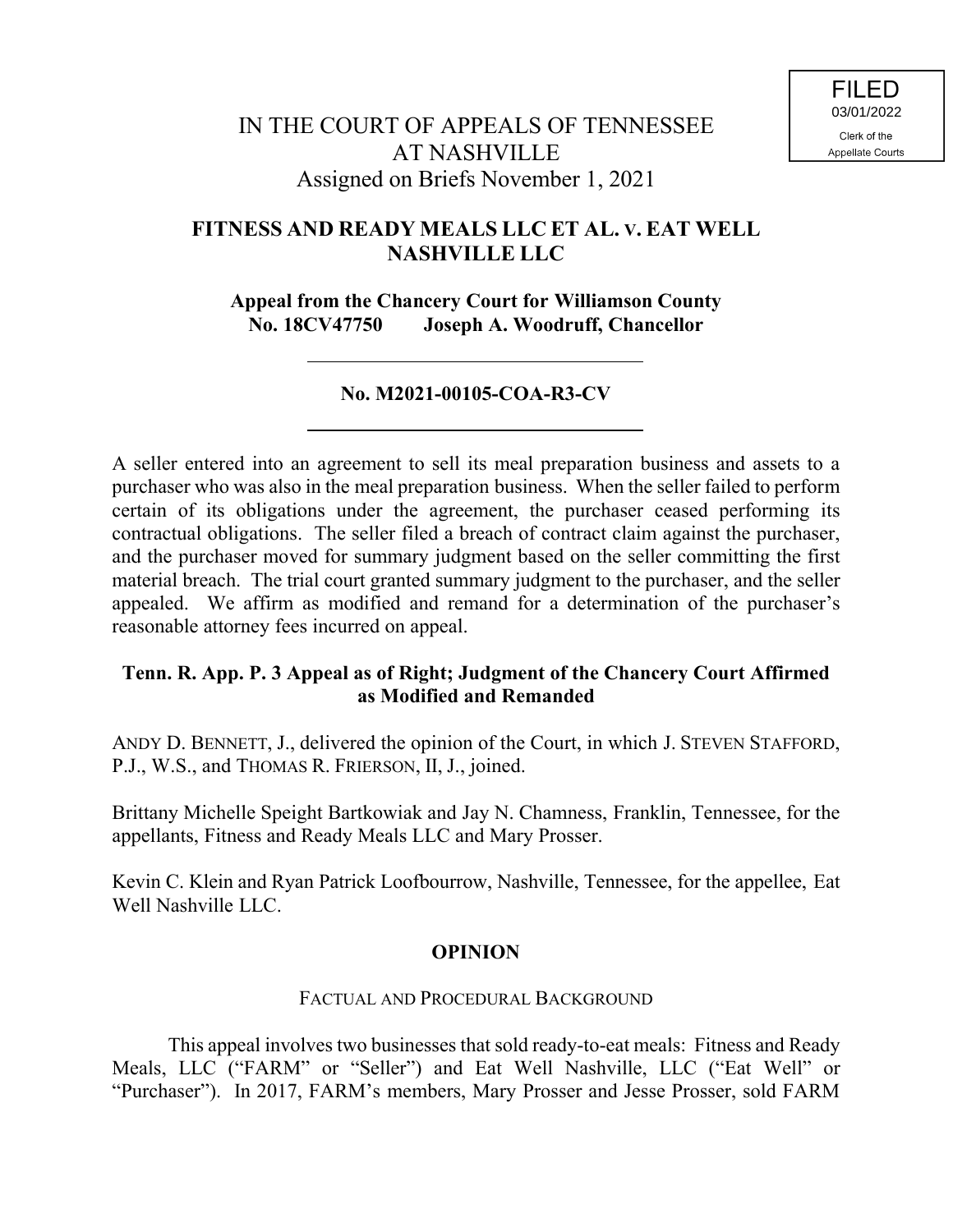FILED
03/01/2022
Clerk of the
Appellate Courts

# IN THE COURT OF APPEALS OF TENNESSEE AT NASHVILLE

Assigned on Briefs November 1, 2021

## FITNESS AND READY MEALS LLC ET AL. v. EAT WELL NASHVILLE LLC

**Appeal from the Chancery Court for Williamson County**
**No. 18CV47750 Joseph A. Woodruff, Chancellor**

---

**No. M2021-00105-COA-R3-CV**

---

A seller entered into an agreement to sell its meal preparation business and assets to a purchaser who was also in the meal preparation business. When the seller failed to perform certain of its obligations under the agreement, the purchaser ceased performing its contractual obligations. The seller filed a breach of contract claim against the purchaser, and the purchaser moved for summary judgment based on the seller committing the first material breach. The trial court granted summary judgment to the purchaser, and the seller appealed. We affirm as modified and remand for a determination of the purchaser's reasonable attorney fees incurred on appeal.

**Tenn. R. App. P. 3 Appeal as of Right; Judgment of the Chancery Court Affirmed as Modified and Remanded**

ANDY D. BENNETT, J., delivered the opinion of the Court, in which J. STEVEN STAFFORD, P.J., W.S., and THOMAS R. FRIERSON, II, J., joined.

Brittany Michelle Speight Bartkowiak and Jay N. Chamness, Franklin, Tennessee, for the appellants, Fitness and Ready Meals LLC and Mary Prosser.

Kevin C. Klein and Ryan Patrick Loofbourrow, Nashville, Tennessee, for the appellee, Eat Well Nashville LLC.

## OPINION

### FACTUAL AND PROCEDURAL BACKGROUND

This appeal involves two businesses that sold ready-to-eat meals: Fitness and Ready Meals, LLC ("FARM" or "Seller") and Eat Well Nashville, LLC ("Eat Well" or "Purchaser"). In 2017, FARM's members, Mary Prosser and Jesse Prosser, sold FARM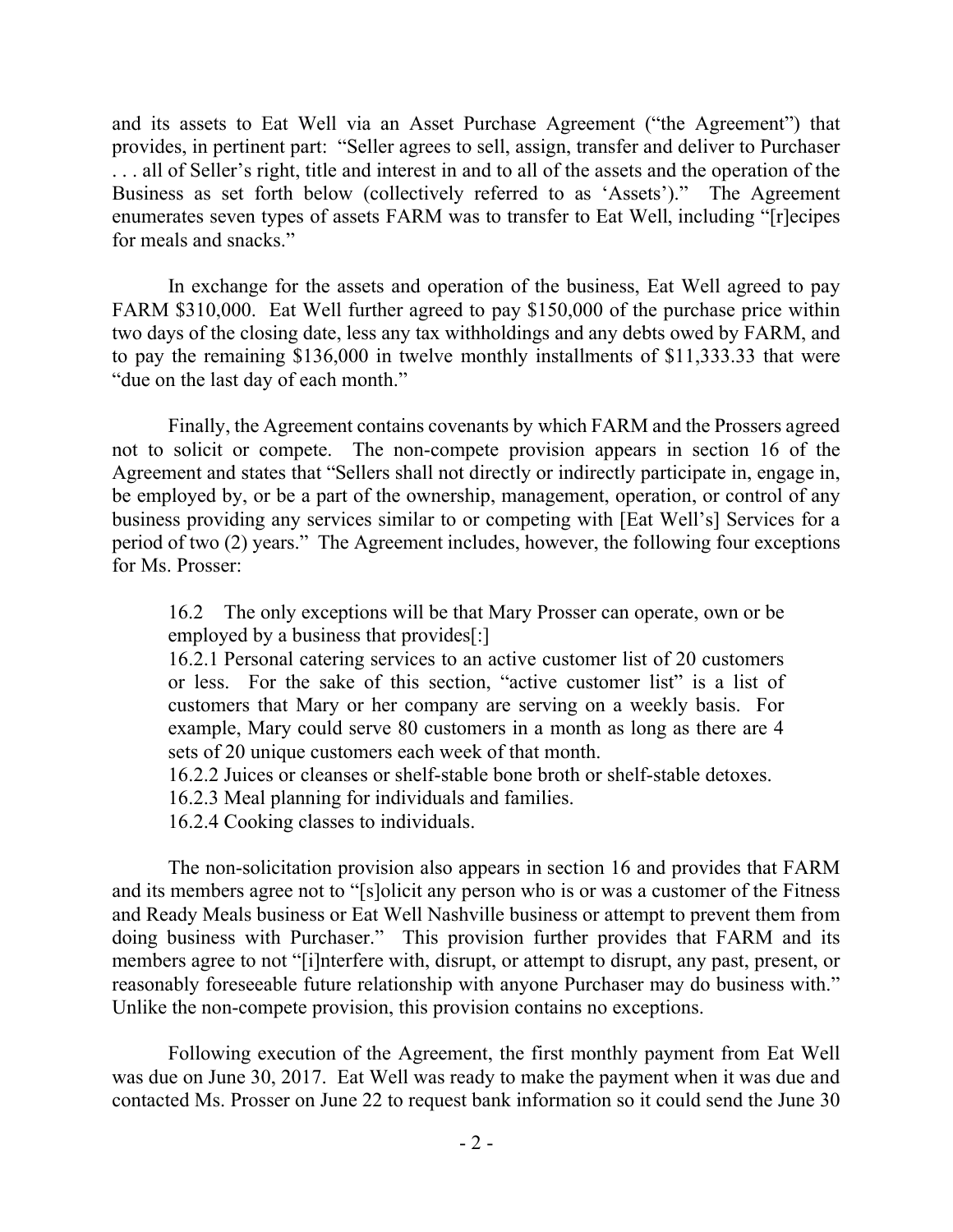and its assets to Eat Well via an Asset Purchase Agreement ("the Agreement") that provides, in pertinent part: "Seller agrees to sell, assign, transfer and deliver to Purchaser . . . all of Seller's right, title and interest in and to all of the assets and the operation of the Business as set forth below (collectively referred to as 'Assets')." The Agreement enumerates seven types of assets FARM was to transfer to Eat Well, including "[r]ecipes for meals and snacks."

In exchange for the assets and operation of the business, Eat Well agreed to pay FARM $310,000. Eat Well further agreed to pay $150,000 of the purchase price within two days of the closing date, less any tax withholdings and any debts owed by FARM, and to pay the remaining $136,000 in twelve monthly installments of $11,333.33 that were "due on the last day of each month."

Finally, the Agreement contains covenants by which FARM and the Prossers agreed not to solicit or compete. The non-compete provision appears in section 16 of the Agreement and states that "Sellers shall not directly or indirectly participate in, engage in, be employed by, or be a part of the ownership, management, operation, or control of any business providing any services similar to or competing with [Eat Well's] Services for a period of two (2) years." The Agreement includes, however, the following four exceptions for Ms. Prosser:

> 16.2 The only exceptions will be that Mary Prosser can operate, own or be employed by a business that provides[:]
> 16.2.1 Personal catering services to an active customer list of 20 customers or less. For the sake of this section, "active customer list" is a list of customers that Mary or her company are serving on a weekly basis. For example, Mary could serve 80 customers in a month as long as there are 4 sets of 20 unique customers each week of that month.
> 16.2.2 Juices or cleanses or shelf-stable bone broth or shelf-stable detoxes.
> 16.2.3 Meal planning for individuals and families.
> 16.2.4 Cooking classes to individuals.

The non-solicitation provision also appears in section 16 and provides that FARM and its members agree not to "[s]olicit any person who is or was a customer of the Fitness and Ready Meals business or Eat Well Nashville business or attempt to prevent them from doing business with Purchaser." This provision further provides that FARM and its members agree to not "[i]nterfere with, disrupt, or attempt to disrupt, any past, present, or reasonably foreseeable future relationship with anyone Purchaser may do business with." Unlike the non-compete provision, this provision contains no exceptions.

Following execution of the Agreement, the first monthly payment from Eat Well was due on June 30, 2017. Eat Well was ready to make the payment when it was due and contacted Ms. Prosser on June 22 to request bank information so it could send the June 30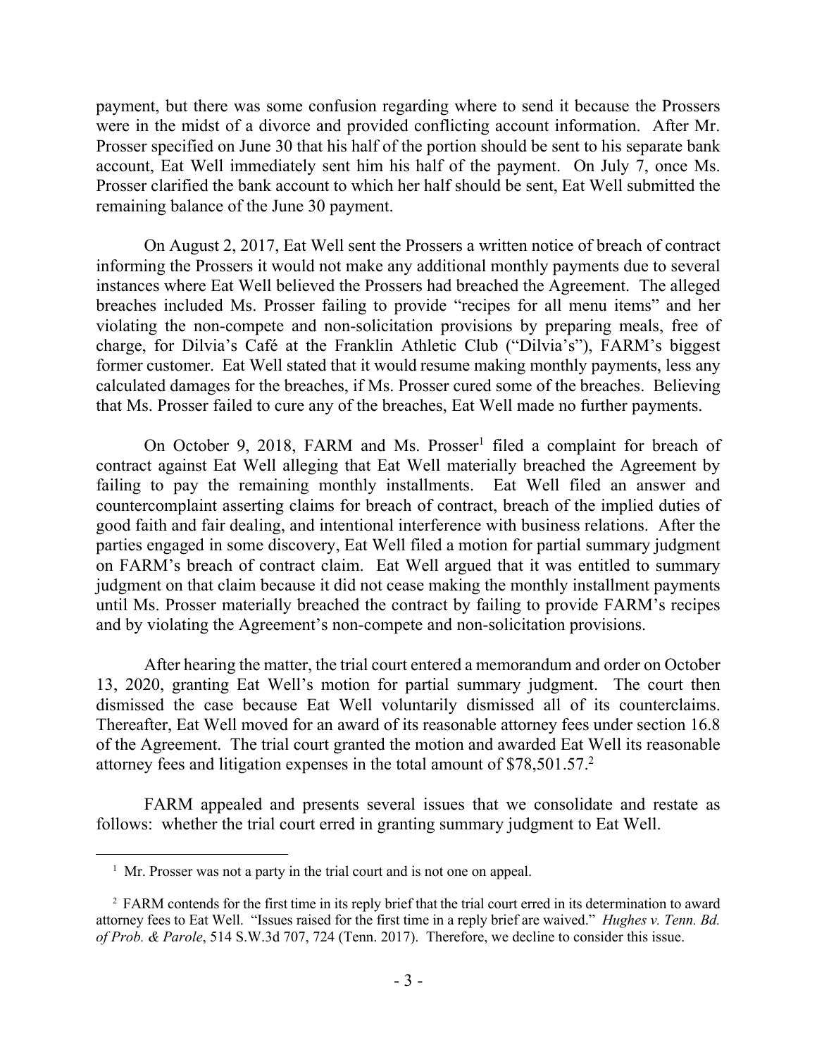payment, but there was some confusion regarding where to send it because the Prossers were in the midst of a divorce and provided conflicting account information. After Mr. Prosser specified on June 30 that his half of the portion should be sent to his separate bank account, Eat Well immediately sent him his half of the payment. On July 7, once Ms. Prosser clarified the bank account to which her half should be sent, Eat Well submitted the remaining balance of the June 30 payment.

On August 2, 2017, Eat Well sent the Prossers a written notice of breach of contract informing the Prossers it would not make any additional monthly payments due to several instances where Eat Well believed the Prossers had breached the Agreement. The alleged breaches included Ms. Prosser failing to provide "recipes for all menu items" and her violating the non-compete and non-solicitation provisions by preparing meals, free of charge, for Dilvia's Café at the Franklin Athletic Club ("Dilvia's"), FARM's biggest former customer. Eat Well stated that it would resume making monthly payments, less any calculated damages for the breaches, if Ms. Prosser cured some of the breaches. Believing that Ms. Prosser failed to cure any of the breaches, Eat Well made no further payments.

On October 9, 2018, FARM and Ms. Prosser[1] filed a complaint for breach of contract against Eat Well alleging that Eat Well materially breached the Agreement by failing to pay the remaining monthly installments. Eat Well filed an answer and countercomplaint asserting claims for breach of contract, breach of the implied duties of good faith and fair dealing, and intentional interference with business relations. After the parties engaged in some discovery, Eat Well filed a motion for partial summary judgment on FARM's breach of contract claim. Eat Well argued that it was entitled to summary judgment on that claim because it did not cease making the monthly installment payments until Ms. Prosser materially breached the contract by failing to provide FARM's recipes and by violating the Agreement's non-compete and non-solicitation provisions.

After hearing the matter, the trial court entered a memorandum and order on October 13, 2020, granting Eat Well's motion for partial summary judgment. The court then dismissed the case because Eat Well voluntarily dismissed all of its counterclaims. Thereafter, Eat Well moved for an award of its reasonable attorney fees under section 16.8 of the Agreement. The trial court granted the motion and awarded Eat Well its reasonable attorney fees and litigation expenses in the total amount of $78,501.57.[2]

FARM appealed and presents several issues that we consolidate and restate as follows: whether the trial court erred in granting summary judgment to Eat Well.

---

[1] Mr. Prosser was not a party in the trial court and is not one on appeal.

[2] FARM contends for the first time in its reply brief that the trial court erred in its determination to award attorney fees to Eat Well. "Issues raised for the first time in a reply brief are waived." *Hughes v. Tenn. Bd. of Prob. & Parole*, 514 S.W.3d 707, 724 (Tenn. 2017). Therefore, we decline to consider this issue.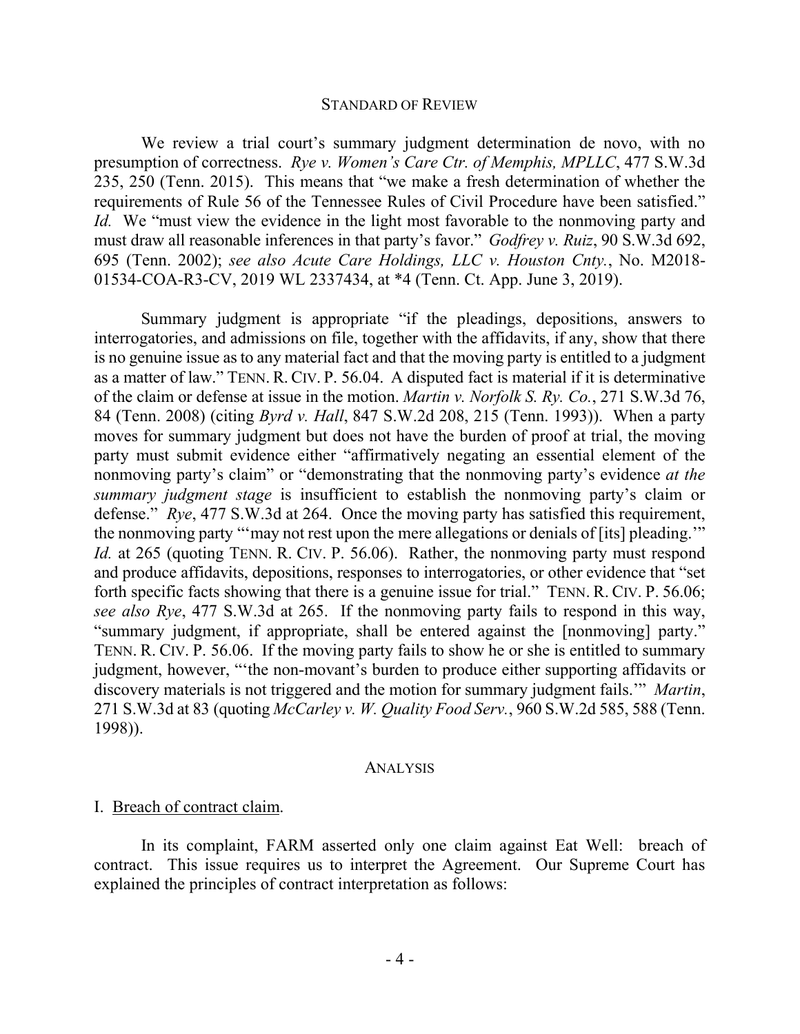## STANDARD OF REVIEW

We review a trial court's summary judgment determination de novo, with no presumption of correctness. *Rye v. Women's Care Ctr. of Memphis, MPLLC*, 477 S.W.3d 235, 250 (Tenn. 2015). This means that "we make a fresh determination of whether the requirements of Rule 56 of the Tennessee Rules of Civil Procedure have been satisfied." *Id.* We "must view the evidence in the light most favorable to the nonmoving party and must draw all reasonable inferences in that party's favor." *Godfrey v. Ruiz*, 90 S.W.3d 692, 695 (Tenn. 2002); *see also Acute Care Holdings, LLC v. Houston Cnty.*, No. M2018-01534-COA-R3-CV, 2019 WL 2337434, at *4 (Tenn. Ct. App. June 3, 2019).

Summary judgment is appropriate "if the pleadings, depositions, answers to interrogatories, and admissions on file, together with the affidavits, if any, show that there is no genuine issue as to any material fact and that the moving party is entitled to a judgment as a matter of law." TENN. R. CIV. P. 56.04. A disputed fact is material if it is determinative of the claim or defense at issue in the motion. *Martin v. Norfolk S. Ry. Co.*, 271 S.W.3d 76, 84 (Tenn. 2008) (citing *Byrd v. Hall*, 847 S.W.2d 208, 215 (Tenn. 1993)). When a party moves for summary judgment but does not have the burden of proof at trial, the moving party must submit evidence either "affirmatively negating an essential element of the nonmoving party's claim" or "demonstrating that the nonmoving party's evidence *at the summary judgment stage* is insufficient to establish the nonmoving party's claim or defense." *Rye*, 477 S.W.3d at 264. Once the moving party has satisfied this requirement, the nonmoving party "'may not rest upon the mere allegations or denials of [its] pleading.'" *Id.* at 265 (quoting TENN. R. CIV. P. 56.06). Rather, the nonmoving party must respond and produce affidavits, depositions, responses to interrogatories, or other evidence that "set forth specific facts showing that there is a genuine issue for trial." TENN. R. CIV. P. 56.06; *see also Rye*, 477 S.W.3d at 265. If the nonmoving party fails to respond in this way, "summary judgment, if appropriate, shall be entered against the [nonmoving] party." TENN. R. CIV. P. 56.06. If the moving party fails to show he or she is entitled to summary judgment, however, "'the non-movant's burden to produce either supporting affidavits or discovery materials is not triggered and the motion for summary judgment fails.'" *Martin*, 271 S.W.3d at 83 (quoting *McCarley v. W. Quality Food Serv.*, 960 S.W.2d 585, 588 (Tenn. 1998)).

## ANALYSIS

### I. Breach of contract claim.

In its complaint, FARM asserted only one claim against Eat Well: breach of contract. This issue requires us to interpret the Agreement. Our Supreme Court has explained the principles of contract interpretation as follows: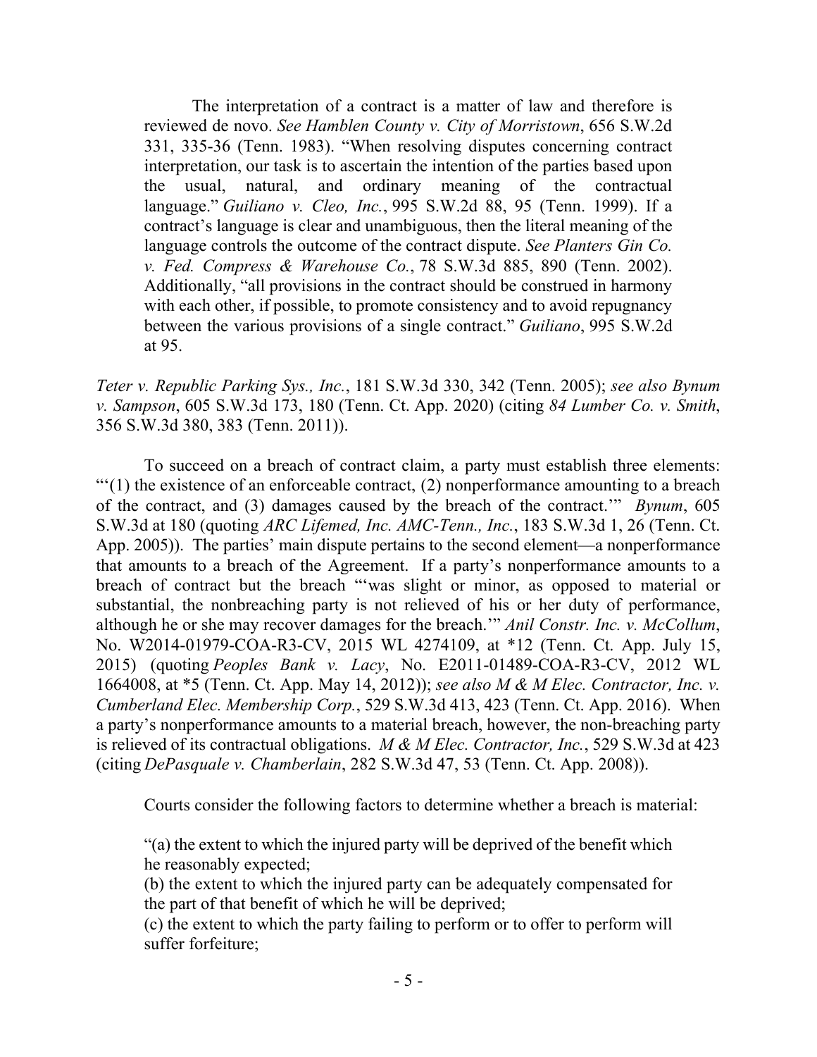> The interpretation of a contract is a matter of law and therefore is reviewed de novo. *See Hamblen County v. City of Morristown*, 656 S.W.2d 331, 335-36 (Tenn. 1983). "When resolving disputes concerning contract interpretation, our task is to ascertain the intention of the parties based upon the usual, natural, and ordinary meaning of the contractual language." *Guiliano v. Cleo, Inc.*, 995 S.W.2d 88, 95 (Tenn. 1999). If a contract's language is clear and unambiguous, then the literal meaning of the language controls the outcome of the contract dispute. *See Planters Gin Co. v. Fed. Compress & Warehouse Co.*, 78 S.W.3d 885, 890 (Tenn. 2002). Additionally, "all provisions in the contract should be construed in harmony with each other, if possible, to promote consistency and to avoid repugnancy between the various provisions of a single contract." *Guiliano*, 995 S.W.2d at 95.

*Teter v. Republic Parking Sys., Inc.*, 181 S.W.3d 330, 342 (Tenn. 2005); *see also Bynum v. Sampson*, 605 S.W.3d 173, 180 (Tenn. Ct. App. 2020) (citing *84 Lumber Co. v. Smith*, 356 S.W.3d 380, 383 (Tenn. 2011)).

To succeed on a breach of contract claim, a party must establish three elements: "'(1) the existence of an enforceable contract, (2) nonperformance amounting to a breach of the contract, and (3) damages caused by the breach of the contract.'" *Bynum*, 605 S.W.3d at 180 (quoting *ARC Lifemed, Inc. AMC-Tenn., Inc.*, 183 S.W.3d 1, 26 (Tenn. Ct. App. 2005)). The parties' main dispute pertains to the second element—a nonperformance that amounts to a breach of the Agreement. If a party's nonperformance amounts to a breach of contract but the breach "'was slight or minor, as opposed to material or substantial, the nonbreaching party is not relieved of his or her duty of performance, although he or she may recover damages for the breach.'" *Anil Constr. Inc. v. McCollum*, No. W2014-01979-COA-R3-CV, 2015 WL 4274109, at *12 (Tenn. Ct. App. July 15, 2015) (quoting *Peoples Bank v. Lacy*, No. E2011-01489-COA-R3-CV, 2012 WL 1664008, at *5 (Tenn. Ct. App. May 14, 2012)); *see also M & M Elec. Contractor, Inc. v. Cumberland Elec. Membership Corp.*, 529 S.W.3d 413, 423 (Tenn. Ct. App. 2016). When a party's nonperformance amounts to a material breach, however, the non-breaching party is relieved of its contractual obligations. *M & M Elec. Contractor, Inc.*, 529 S.W.3d at 423 (citing *DePasquale v. Chamberlain*, 282 S.W.3d 47, 53 (Tenn. Ct. App. 2008)).

Courts consider the following factors to determine whether a breach is material:

> "(a) the extent to which the injured party will be deprived of the benefit which he reasonably expected;
> (b) the extent to which the injured party can be adequately compensated for the part of that benefit of which he will be deprived;
> (c) the extent to which the party failing to perform or to offer to perform will suffer forfeiture;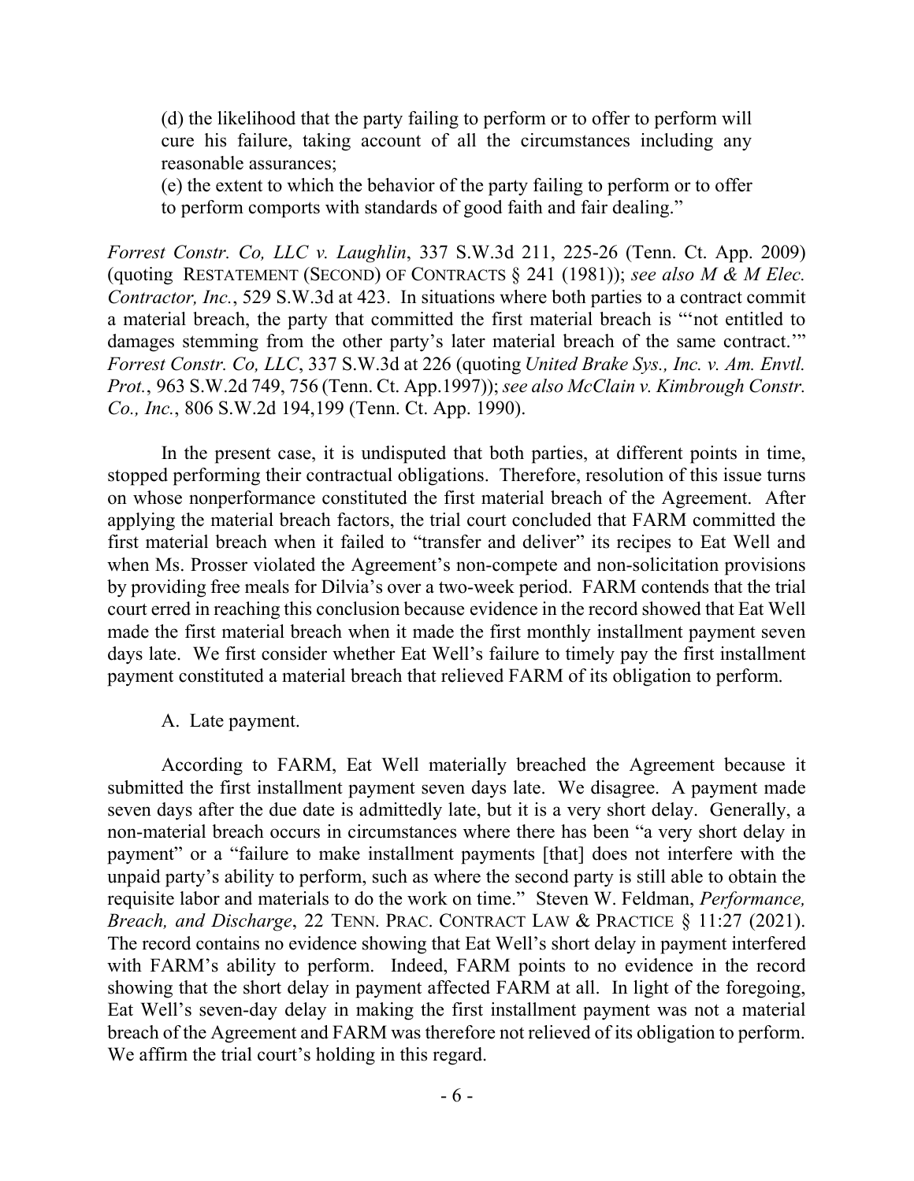> (d) the likelihood that the party failing to perform or to offer to perform will cure his failure, taking account of all the circumstances including any reasonable assurances;
>
> (e) the extent to which the behavior of the party failing to perform or to offer to perform comports with standards of good faith and fair dealing."

*Forrest Constr. Co, LLC v. Laughlin*, 337 S.W.3d 211, 225-26 (Tenn. Ct. App. 2009) (quoting RESTATEMENT (SECOND) OF CONTRACTS § 241 (1981)); *see also M & M Elec. Contractor, Inc.*, 529 S.W.3d at 423. In situations where both parties to a contract commit a material breach, the party that committed the first material breach is "'not entitled to damages stemming from the other party's later material breach of the same contract.'" *Forrest Constr. Co, LLC*, 337 S.W.3d at 226 (quoting *United Brake Sys., Inc. v. Am. Envtl. Prot.*, 963 S.W.2d 749, 756 (Tenn. Ct. App.1997)); *see also McClain v. Kimbrough Constr. Co., Inc.*, 806 S.W.2d 194,199 (Tenn. Ct. App. 1990).

In the present case, it is undisputed that both parties, at different points in time, stopped performing their contractual obligations. Therefore, resolution of this issue turns on whose nonperformance constituted the first material breach of the Agreement. After applying the material breach factors, the trial court concluded that FARM committed the first material breach when it failed to "transfer and deliver" its recipes to Eat Well and when Ms. Prosser violated the Agreement's non-compete and non-solicitation provisions by providing free meals for Dilvia's over a two-week period. FARM contends that the trial court erred in reaching this conclusion because evidence in the record showed that Eat Well made the first material breach when it made the first monthly installment payment seven days late. We first consider whether Eat Well's failure to timely pay the first installment payment constituted a material breach that relieved FARM of its obligation to perform.

A. Late payment.

According to FARM, Eat Well materially breached the Agreement because it submitted the first installment payment seven days late. We disagree. A payment made seven days after the due date is admittedly late, but it is a very short delay. Generally, a non-material breach occurs in circumstances where there has been "a very short delay in payment" or a "failure to make installment payments [that] does not interfere with the unpaid party's ability to perform, such as where the second party is still able to obtain the requisite labor and materials to do the work on time." Steven W. Feldman, *Performance, Breach, and Discharge*, 22 TENN. PRAC. CONTRACT LAW & PRACTICE § 11:27 (2021). The record contains no evidence showing that Eat Well's short delay in payment interfered with FARM's ability to perform. Indeed, FARM points to no evidence in the record showing that the short delay in payment affected FARM at all. In light of the foregoing, Eat Well's seven-day delay in making the first installment payment was not a material breach of the Agreement and FARM was therefore not relieved of its obligation to perform. We affirm the trial court's holding in this regard.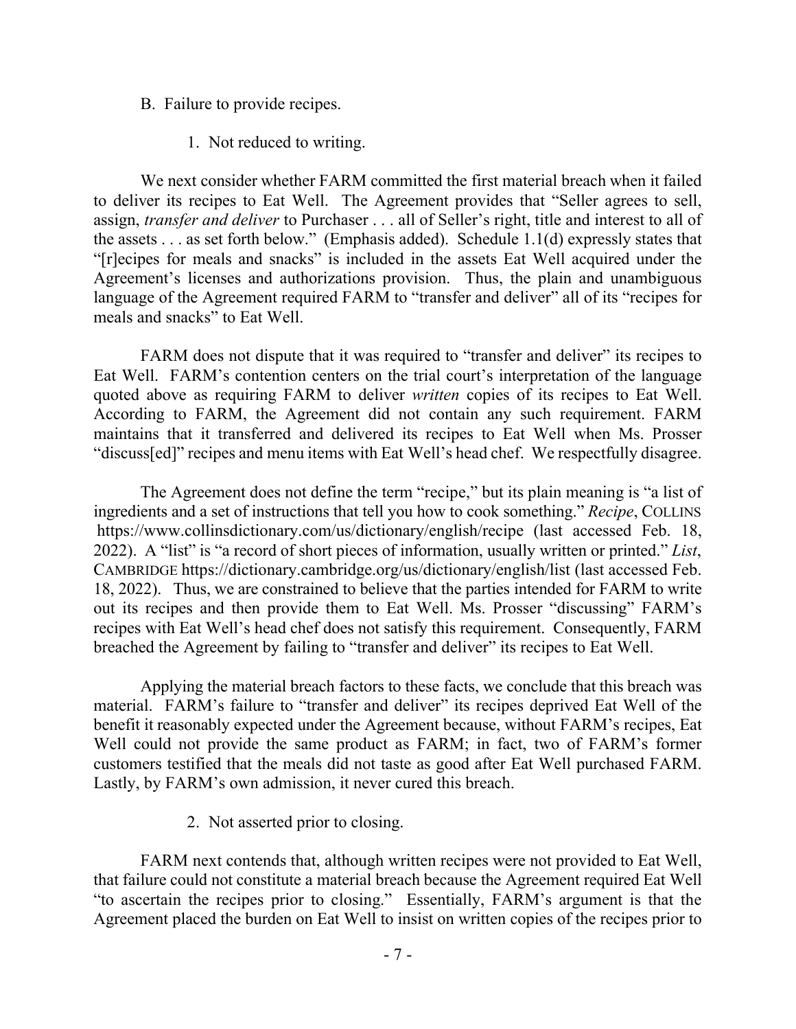B. Failure to provide recipes.

1. Not reduced to writing.

We next consider whether FARM committed the first material breach when it failed to deliver its recipes to Eat Well. The Agreement provides that "Seller agrees to sell, assign, *transfer and deliver* to Purchaser . . . all of Seller's right, title and interest to all of the assets . . . as set forth below." (Emphasis added). Schedule 1.1(d) expressly states that "[r]ecipes for meals and snacks" is included in the assets Eat Well acquired under the Agreement's licenses and authorizations provision. Thus, the plain and unambiguous language of the Agreement required FARM to "transfer and deliver" all of its "recipes for meals and snacks" to Eat Well.

FARM does not dispute that it was required to "transfer and deliver" its recipes to Eat Well. FARM's contention centers on the trial court's interpretation of the language quoted above as requiring FARM to deliver *written* copies of its recipes to Eat Well. According to FARM, the Agreement did not contain any such requirement. FARM maintains that it transferred and delivered its recipes to Eat Well when Ms. Prosser "discuss[ed]" recipes and menu items with Eat Well's head chef. We respectfully disagree.

The Agreement does not define the term "recipe," but its plain meaning is "a list of ingredients and a set of instructions that tell you how to cook something." *Recipe*, COLLINS https://www.collinsdictionary.com/us/dictionary/english/recipe (last accessed Feb. 18, 2022). A "list" is "a record of short pieces of information, usually written or printed." *List*, CAMBRIDGE https://dictionary.cambridge.org/us/dictionary/english/list (last accessed Feb. 18, 2022). Thus, we are constrained to believe that the parties intended for FARM to write out its recipes and then provide them to Eat Well. Ms. Prosser "discussing" FARM's recipes with Eat Well's head chef does not satisfy this requirement. Consequently, FARM breached the Agreement by failing to "transfer and deliver" its recipes to Eat Well.

Applying the material breach factors to these facts, we conclude that this breach was material. FARM's failure to "transfer and deliver" its recipes deprived Eat Well of the benefit it reasonably expected under the Agreement because, without FARM's recipes, Eat Well could not provide the same product as FARM; in fact, two of FARM's former customers testified that the meals did not taste as good after Eat Well purchased FARM. Lastly, by FARM's own admission, it never cured this breach.

2. Not asserted prior to closing.

FARM next contends that, although written recipes were not provided to Eat Well, that failure could not constitute a material breach because the Agreement required Eat Well "to ascertain the recipes prior to closing." Essentially, FARM's argument is that the Agreement placed the burden on Eat Well to insist on written copies of the recipes prior to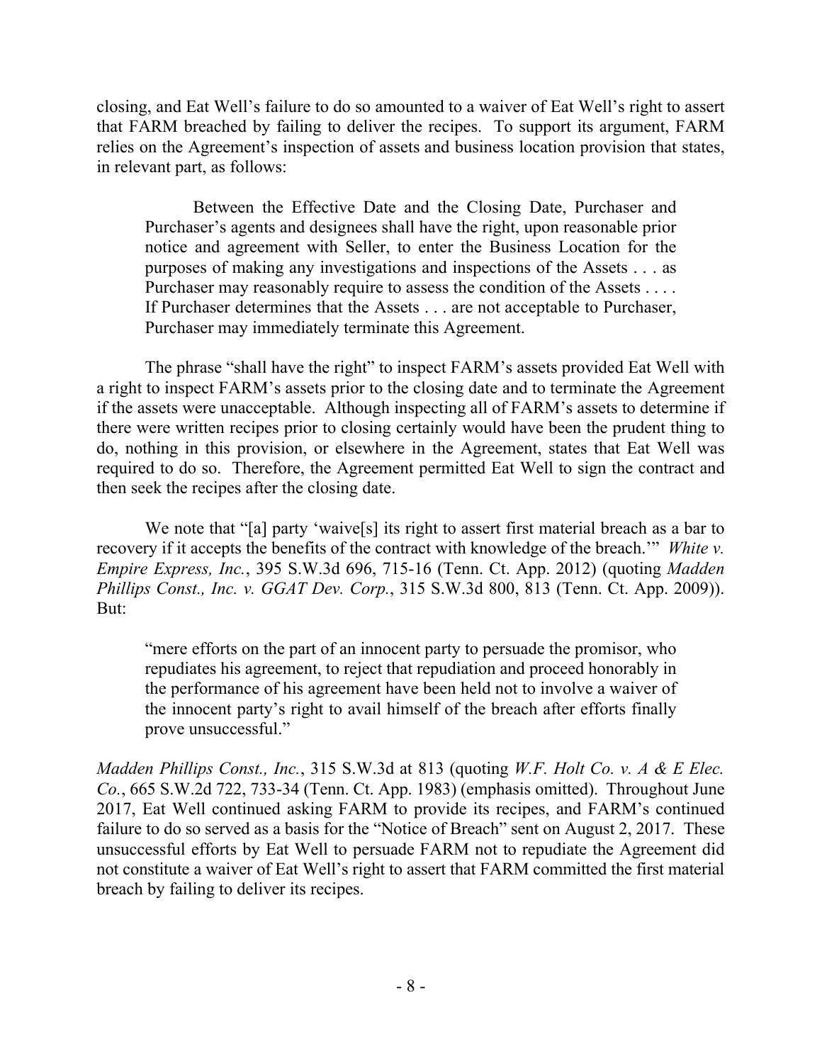closing, and Eat Well's failure to do so amounted to a waiver of Eat Well's right to assert that FARM breached by failing to deliver the recipes. To support its argument, FARM relies on the Agreement's inspection of assets and business location provision that states, in relevant part, as follows:

> Between the Effective Date and the Closing Date, Purchaser and Purchaser's agents and designees shall have the right, upon reasonable prior notice and agreement with Seller, to enter the Business Location for the purposes of making any investigations and inspections of the Assets . . . as Purchaser may reasonably require to assess the condition of the Assets . . . . If Purchaser determines that the Assets . . . are not acceptable to Purchaser, Purchaser may immediately terminate this Agreement.

The phrase "shall have the right" to inspect FARM's assets provided Eat Well with a right to inspect FARM's assets prior to the closing date and to terminate the Agreement if the assets were unacceptable. Although inspecting all of FARM's assets to determine if there were written recipes prior to closing certainly would have been the prudent thing to do, nothing in this provision, or elsewhere in the Agreement, states that Eat Well was required to do so. Therefore, the Agreement permitted Eat Well to sign the contract and then seek the recipes after the closing date.

We note that "[a] party 'waive[s] its right to assert first material breach as a bar to recovery if it accepts the benefits of the contract with knowledge of the breach.'" *White v. Empire Express, Inc.*, 395 S.W.3d 696, 715-16 (Tenn. Ct. App. 2012) (quoting *Madden Phillips Const., Inc. v. GGAT Dev. Corp.*, 315 S.W.3d 800, 813 (Tenn. Ct. App. 2009)). But:

> "mere efforts on the part of an innocent party to persuade the promisor, who repudiates his agreement, to reject that repudiation and proceed honorably in the performance of his agreement have been held not to involve a waiver of the innocent party's right to avail himself of the breach after efforts finally prove unsuccessful."

*Madden Phillips Const., Inc.*, 315 S.W.3d at 813 (quoting *W.F. Holt Co. v. A & E Elec. Co.*, 665 S.W.2d 722, 733-34 (Tenn. Ct. App. 1983) (emphasis omitted). Throughout June 2017, Eat Well continued asking FARM to provide its recipes, and FARM's continued failure to do so served as a basis for the "Notice of Breach" sent on August 2, 2017. These unsuccessful efforts by Eat Well to persuade FARM not to repudiate the Agreement did not constitute a waiver of Eat Well's right to assert that FARM committed the first material breach by failing to deliver its recipes.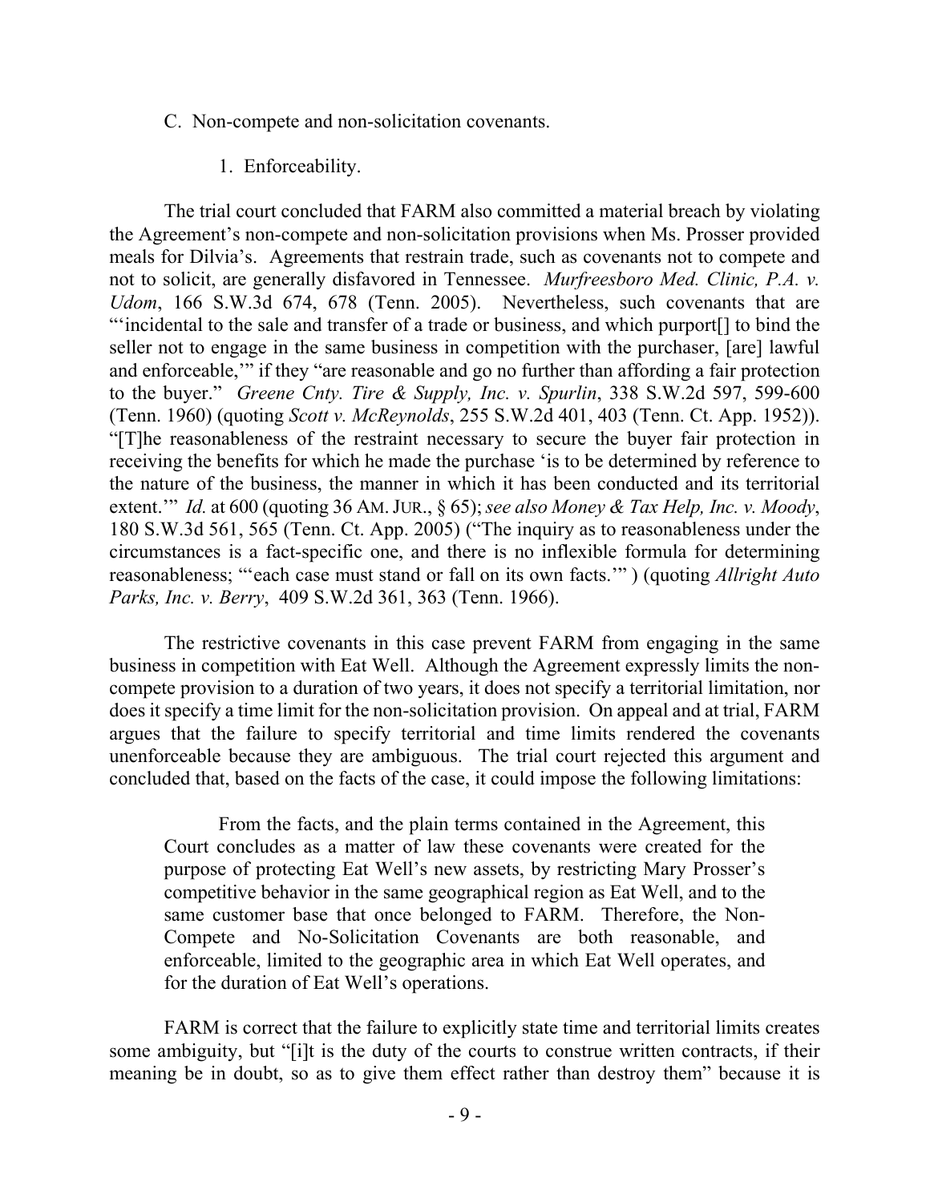C. Non-compete and non-solicitation covenants.

1. Enforceability.

The trial court concluded that FARM also committed a material breach by violating the Agreement's non-compete and non-solicitation provisions when Ms. Prosser provided meals for Dilvia's. Agreements that restrain trade, such as covenants not to compete and not to solicit, are generally disfavored in Tennessee. *Murfreesboro Med. Clinic, P.A. v. Udom*, 166 S.W.3d 674, 678 (Tenn. 2005). Nevertheless, such covenants that are "'incidental to the sale and transfer of a trade or business, and which purport[] to bind the seller not to engage in the same business in competition with the purchaser, [are] lawful and enforceable,'" if they "are reasonable and go no further than affording a fair protection to the buyer." *Greene Cnty. Tire & Supply, Inc. v. Spurlin*, 338 S.W.2d 597, 599-600 (Tenn. 1960) (quoting *Scott v. McReynolds*, 255 S.W.2d 401, 403 (Tenn. Ct. App. 1952)). "[T]he reasonableness of the restraint necessary to secure the buyer fair protection in receiving the benefits for which he made the purchase 'is to be determined by reference to the nature of the business, the manner in which it has been conducted and its territorial extent.'" *Id.* at 600 (quoting 36 AM. JUR., § 65); *see also Money & Tax Help, Inc. v. Moody*, 180 S.W.3d 561, 565 (Tenn. Ct. App. 2005) ("The inquiry as to reasonableness under the circumstances is a fact-specific one, and there is no inflexible formula for determining reasonableness; "'each case must stand or fall on its own facts.'" ) (quoting *Allright Auto Parks, Inc. v. Berry*, 409 S.W.2d 361, 363 (Tenn. 1966).

The restrictive covenants in this case prevent FARM from engaging in the same business in competition with Eat Well. Although the Agreement expressly limits the non-compete provision to a duration of two years, it does not specify a territorial limitation, nor does it specify a time limit for the non-solicitation provision. On appeal and at trial, FARM argues that the failure to specify territorial and time limits rendered the covenants unenforceable because they are ambiguous. The trial court rejected this argument and concluded that, based on the facts of the case, it could impose the following limitations:

> From the facts, and the plain terms contained in the Agreement, this Court concludes as a matter of law these covenants were created for the purpose of protecting Eat Well's new assets, by restricting Mary Prosser's competitive behavior in the same geographical region as Eat Well, and to the same customer base that once belonged to FARM. Therefore, the Non-Compete and No-Solicitation Covenants are both reasonable, and enforceable, limited to the geographic area in which Eat Well operates, and for the duration of Eat Well's operations.

FARM is correct that the failure to explicitly state time and territorial limits creates some ambiguity, but "[i]t is the duty of the courts to construe written contracts, if their meaning be in doubt, so as to give them effect rather than destroy them" because it is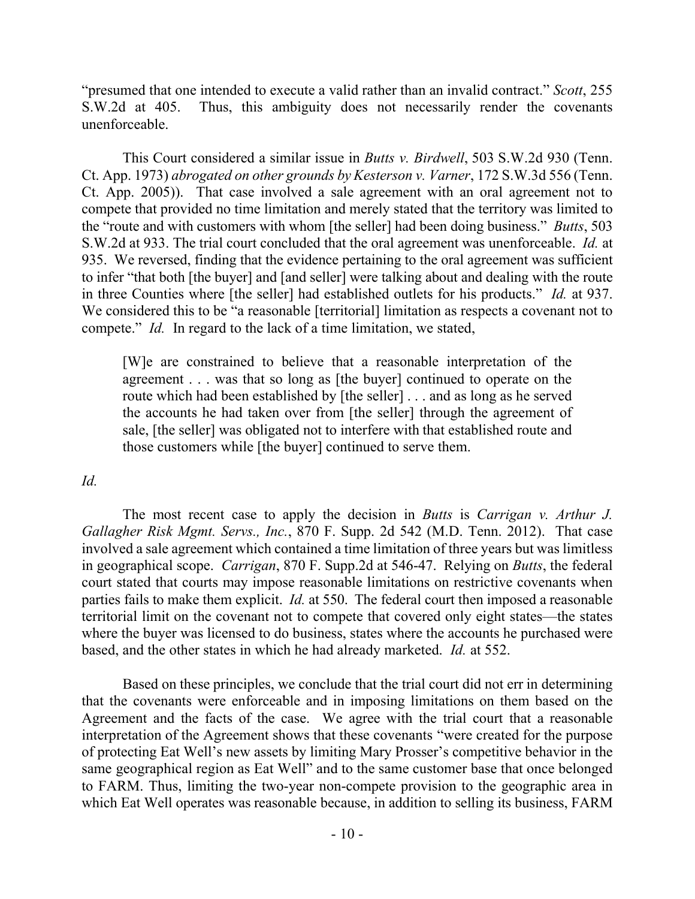"presumed that one intended to execute a valid rather than an invalid contract." *Scott*, 255 S.W.2d at 405. Thus, this ambiguity does not necessarily render the covenants unenforceable.

This Court considered a similar issue in *Butts v. Birdwell*, 503 S.W.2d 930 (Tenn. Ct. App. 1973) *abrogated on other grounds by Kesterson v. Varner*, 172 S.W.3d 556 (Tenn. Ct. App. 2005)). That case involved a sale agreement with an oral agreement not to compete that provided no time limitation and merely stated that the territory was limited to the "route and with customers with whom [the seller] had been doing business." *Butts*, 503 S.W.2d at 933. The trial court concluded that the oral agreement was unenforceable. *Id.* at 935. We reversed, finding that the evidence pertaining to the oral agreement was sufficient to infer "that both [the buyer] and [and seller] were talking about and dealing with the route in three Counties where [the seller] had established outlets for his products." *Id.* at 937. We considered this to be "a reasonable [territorial] limitation as respects a covenant not to compete." *Id.* In regard to the lack of a time limitation, we stated,

> [W]e are constrained to believe that a reasonable interpretation of the agreement . . . was that so long as [the buyer] continued to operate on the route which had been established by [the seller] . . . and as long as he served the accounts he had taken over from [the seller] through the agreement of sale, [the seller] was obligated not to interfere with that established route and those customers while [the buyer] continued to serve them.

*Id.*

The most recent case to apply the decision in *Butts* is *Carrigan v. Arthur J. Gallagher Risk Mgmt. Servs., Inc.*, 870 F. Supp. 2d 542 (M.D. Tenn. 2012). That case involved a sale agreement which contained a time limitation of three years but was limitless in geographical scope. *Carrigan*, 870 F. Supp.2d at 546-47. Relying on *Butts*, the federal court stated that courts may impose reasonable limitations on restrictive covenants when parties fails to make them explicit. *Id.* at 550. The federal court then imposed a reasonable territorial limit on the covenant not to compete that covered only eight states—the states where the buyer was licensed to do business, states where the accounts he purchased were based, and the other states in which he had already marketed. *Id.* at 552.

Based on these principles, we conclude that the trial court did not err in determining that the covenants were enforceable and in imposing limitations on them based on the Agreement and the facts of the case. We agree with the trial court that a reasonable interpretation of the Agreement shows that these covenants "were created for the purpose of protecting Eat Well's new assets by limiting Mary Prosser's competitive behavior in the same geographical region as Eat Well" and to the same customer base that once belonged to FARM. Thus, limiting the two-year non-compete provision to the geographic area in which Eat Well operates was reasonable because, in addition to selling its business, FARM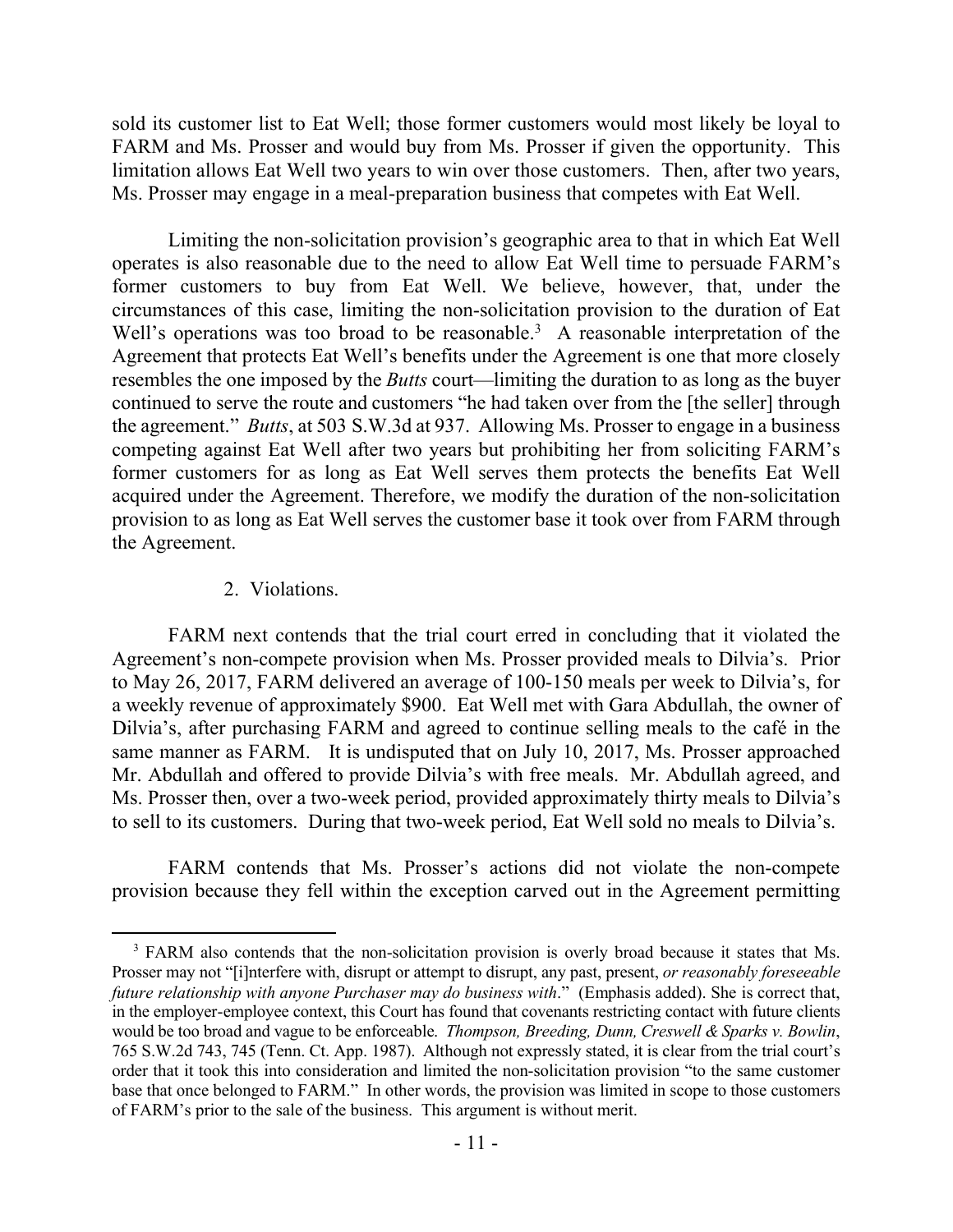sold its customer list to Eat Well; those former customers would most likely be loyal to FARM and Ms. Prosser and would buy from Ms. Prosser if given the opportunity. This limitation allows Eat Well two years to win over those customers. Then, after two years, Ms. Prosser may engage in a meal-preparation business that competes with Eat Well.

Limiting the non-solicitation provision's geographic area to that in which Eat Well operates is also reasonable due to the need to allow Eat Well time to persuade FARM's former customers to buy from Eat Well. We believe, however, that, under the circumstances of this case, limiting the non-solicitation provision to the duration of Eat Well's operations was too broad to be reasonable.[3] A reasonable interpretation of the Agreement that protects Eat Well's benefits under the Agreement is one that more closely resembles the one imposed by the *Butts* court—limiting the duration to as long as the buyer continued to serve the route and customers "he had taken over from the [the seller] through the agreement." *Butts*, at 503 S.W.3d at 937. Allowing Ms. Prosser to engage in a business competing against Eat Well after two years but prohibiting her from soliciting FARM's former customers for as long as Eat Well serves them protects the benefits Eat Well acquired under the Agreement. Therefore, we modify the duration of the non-solicitation provision to as long as Eat Well serves the customer base it took over from FARM through the Agreement.

2. Violations.

FARM next contends that the trial court erred in concluding that it violated the Agreement's non-compete provision when Ms. Prosser provided meals to Dilvia's. Prior to May 26, 2017, FARM delivered an average of 100-150 meals per week to Dilvia's, for a weekly revenue of approximately $900. Eat Well met with Gara Abdullah, the owner of Dilvia's, after purchasing FARM and agreed to continue selling meals to the café in the same manner as FARM. It is undisputed that on July 10, 2017, Ms. Prosser approached Mr. Abdullah and offered to provide Dilvia's with free meals. Mr. Abdullah agreed, and Ms. Prosser then, over a two-week period, provided approximately thirty meals to Dilvia's to sell to its customers. During that two-week period, Eat Well sold no meals to Dilvia's.

FARM contends that Ms. Prosser's actions did not violate the non-compete provision because they fell within the exception carved out in the Agreement permitting

---

[3] FARM also contends that the non-solicitation provision is overly broad because it states that Ms. Prosser may not "[i]nterfere with, disrupt or attempt to disrupt, any past, present, *or reasonably foreseeable future relationship with anyone Purchaser may do business with*." (Emphasis added). She is correct that, in the employer-employee context, this Court has found that covenants restricting contact with future clients would be too broad and vague to be enforceable. *Thompson, Breeding, Dunn, Creswell & Sparks v. Bowlin*, 765 S.W.2d 743, 745 (Tenn. Ct. App. 1987). Although not expressly stated, it is clear from the trial court's order that it took this into consideration and limited the non-solicitation provision "to the same customer base that once belonged to FARM." In other words, the provision was limited in scope to those customers of FARM's prior to the sale of the business. This argument is without merit.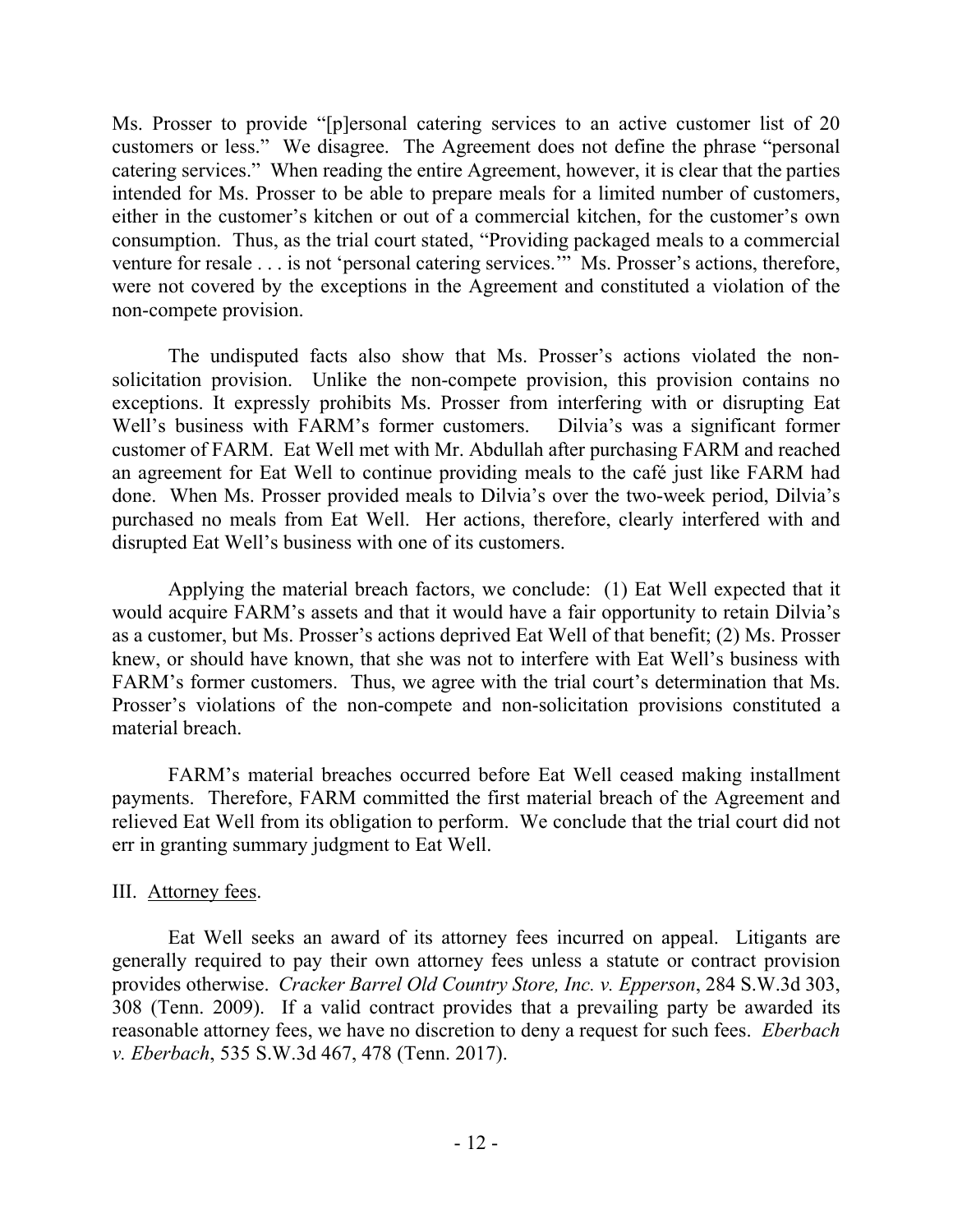Ms. Prosser to provide "[p]ersonal catering services to an active customer list of 20 customers or less." We disagree. The Agreement does not define the phrase "personal catering services." When reading the entire Agreement, however, it is clear that the parties intended for Ms. Prosser to be able to prepare meals for a limited number of customers, either in the customer's kitchen or out of a commercial kitchen, for the customer's own consumption. Thus, as the trial court stated, "Providing packaged meals to a commercial venture for resale . . . is not 'personal catering services.'" Ms. Prosser's actions, therefore, were not covered by the exceptions in the Agreement and constituted a violation of the non-compete provision.

The undisputed facts also show that Ms. Prosser's actions violated the non-solicitation provision. Unlike the non-compete provision, this provision contains no exceptions. It expressly prohibits Ms. Prosser from interfering with or disrupting Eat Well's business with FARM's former customers. Dilvia's was a significant former customer of FARM. Eat Well met with Mr. Abdullah after purchasing FARM and reached an agreement for Eat Well to continue providing meals to the café just like FARM had done. When Ms. Prosser provided meals to Dilvia's over the two-week period, Dilvia's purchased no meals from Eat Well. Her actions, therefore, clearly interfered with and disrupted Eat Well's business with one of its customers.

Applying the material breach factors, we conclude: (1) Eat Well expected that it would acquire FARM's assets and that it would have a fair opportunity to retain Dilvia's as a customer, but Ms. Prosser's actions deprived Eat Well of that benefit; (2) Ms. Prosser knew, or should have known, that she was not to interfere with Eat Well's business with FARM's former customers. Thus, we agree with the trial court's determination that Ms. Prosser's violations of the non-compete and non-solicitation provisions constituted a material breach.

FARM's material breaches occurred before Eat Well ceased making installment payments. Therefore, FARM committed the first material breach of the Agreement and relieved Eat Well from its obligation to perform. We conclude that the trial court did not err in granting summary judgment to Eat Well.

## III. Attorney fees.

Eat Well seeks an award of its attorney fees incurred on appeal. Litigants are generally required to pay their own attorney fees unless a statute or contract provision provides otherwise. *Cracker Barrel Old Country Store, Inc. v. Epperson*, 284 S.W.3d 303, 308 (Tenn. 2009). If a valid contract provides that a prevailing party be awarded its reasonable attorney fees, we have no discretion to deny a request for such fees. *Eberbach v. Eberbach*, 535 S.W.3d 467, 478 (Tenn. 2017).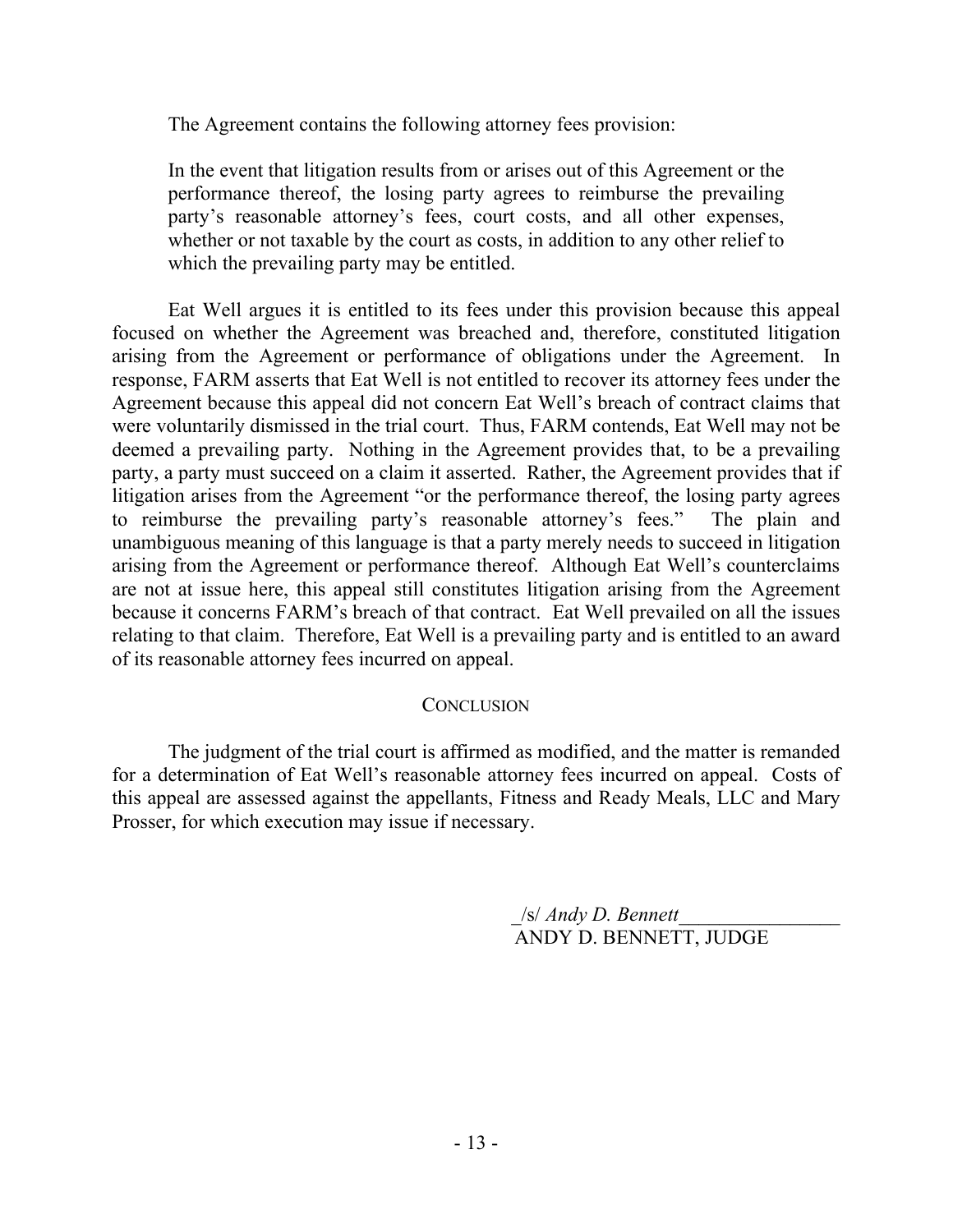The Agreement contains the following attorney fees provision:

> In the event that litigation results from or arises out of this Agreement or the performance thereof, the losing party agrees to reimburse the prevailing party's reasonable attorney's fees, court costs, and all other expenses, whether or not taxable by the court as costs, in addition to any other relief to which the prevailing party may be entitled.

Eat Well argues it is entitled to its fees under this provision because this appeal focused on whether the Agreement was breached and, therefore, constituted litigation arising from the Agreement or performance of obligations under the Agreement. In response, FARM asserts that Eat Well is not entitled to recover its attorney fees under the Agreement because this appeal did not concern Eat Well's breach of contract claims that were voluntarily dismissed in the trial court. Thus, FARM contends, Eat Well may not be deemed a prevailing party. Nothing in the Agreement provides that, to be a prevailing party, a party must succeed on a claim it asserted. Rather, the Agreement provides that if litigation arises from the Agreement "or the performance thereof, the losing party agrees to reimburse the prevailing party's reasonable attorney's fees." The plain and unambiguous meaning of this language is that a party merely needs to succeed in litigation arising from the Agreement or performance thereof. Although Eat Well's counterclaims are not at issue here, this appeal still constitutes litigation arising from the Agreement because it concerns FARM's breach of that contract. Eat Well prevailed on all the issues relating to that claim. Therefore, Eat Well is a prevailing party and is entitled to an award of its reasonable attorney fees incurred on appeal.

## CONCLUSION

The judgment of the trial court is affirmed as modified, and the matter is remanded for a determination of Eat Well's reasonable attorney fees incurred on appeal. Costs of this appeal are assessed against the appellants, Fitness and Ready Meals, LLC and Mary Prosser, for which execution may issue if necessary.

_/s/ *Andy D. Bennett*________________
ANDY D. BENNETT, JUDGE